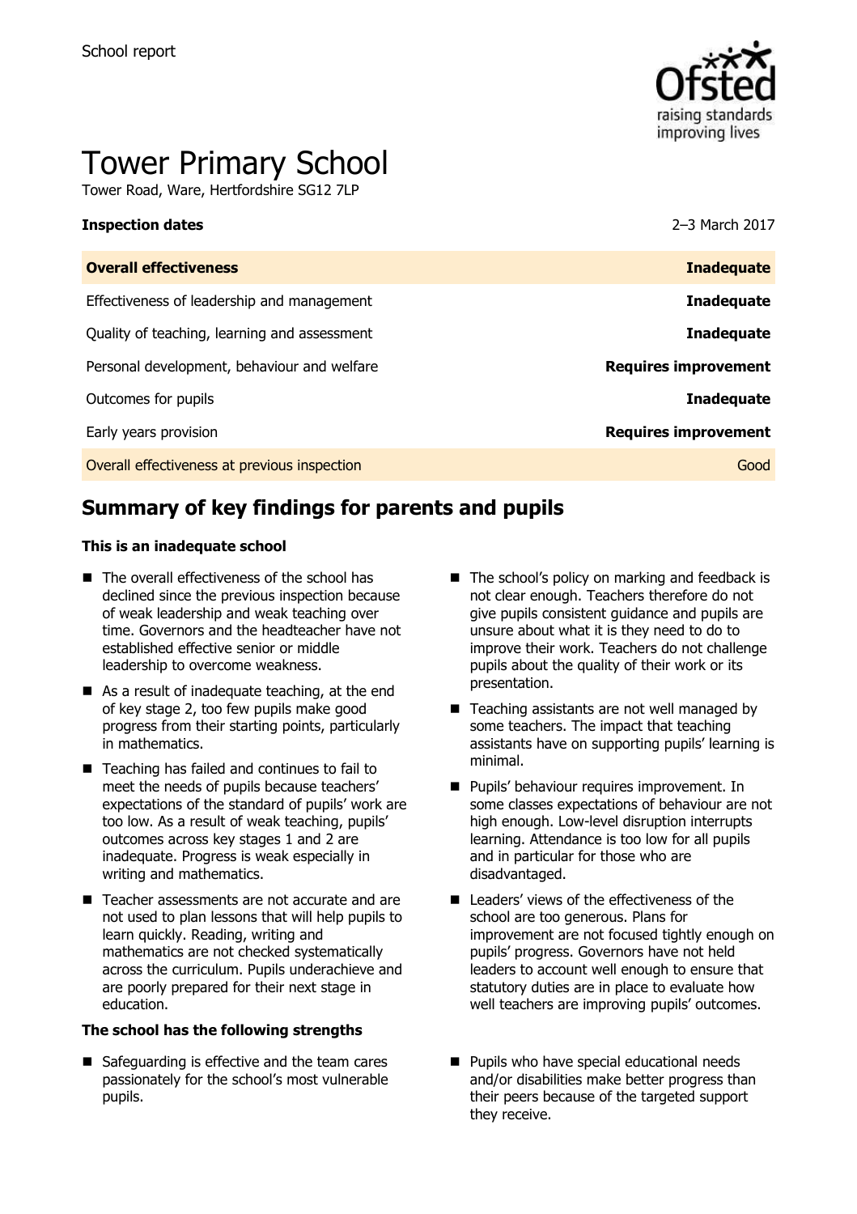School report

# Tower Primary School

Tower Road, Ware, Hertfordshire SG12 7LP

| **Inspection dates** | 2–3 March 2017 |
| --- | --- |
| **Overall effectiveness** | **Inadequate** |
| Effectiveness of leadership and management | **Inadequate** |
| Quality of teaching, learning and assessment | **Inadequate** |
| Personal development, behaviour and welfare | **Requires improvement** |
| Outcomes for pupils | **Inadequate** |
| Early years provision | **Requires improvement** |
| Overall effectiveness at previous inspection | Good |

## Summary of key findings for parents and pupils

**This is an inadequate school**

- The overall effectiveness of the school has declined since the previous inspection because of weak leadership and weak teaching over time. Governors and the headteacher have not established effective senior or middle leadership to overcome weakness.
- As a result of inadequate teaching, at the end of key stage 2, too few pupils make good progress from their starting points, particularly in mathematics.
- Teaching has failed and continues to fail to meet the needs of pupils because teachers' expectations of the standard of pupils' work are too low. As a result of weak teaching, pupils' outcomes across key stages 1 and 2 are inadequate. Progress is weak especially in writing and mathematics.
- Teacher assessments are not accurate and are not used to plan lessons that will help pupils to learn quickly. Reading, writing and mathematics are not checked systematically across the curriculum. Pupils underachieve and are poorly prepared for their next stage in education.
- The school's policy on marking and feedback is not clear enough. Teachers therefore do not give pupils consistent guidance and pupils are unsure about what it is they need to do to improve their work. Teachers do not challenge pupils about the quality of their work or its presentation.
- Teaching assistants are not well managed by some teachers. The impact that teaching assistants have on supporting pupils' learning is minimal.
- Pupils' behaviour requires improvement. In some classes expectations of behaviour are not high enough. Low-level disruption interrupts learning. Attendance is too low for all pupils and in particular for those who are disadvantaged.
- Leaders' views of the effectiveness of the school are too generous. Plans for improvement are not focused tightly enough on pupils' progress. Governors have not held leaders to account well enough to ensure that statutory duties are in place to evaluate how well teachers are improving pupils' outcomes.

**The school has the following strengths**

- Safeguarding is effective and the team cares passionately for the school's most vulnerable pupils.
- Pupils who have special educational needs and/or disabilities make better progress than their peers because of the targeted support they receive.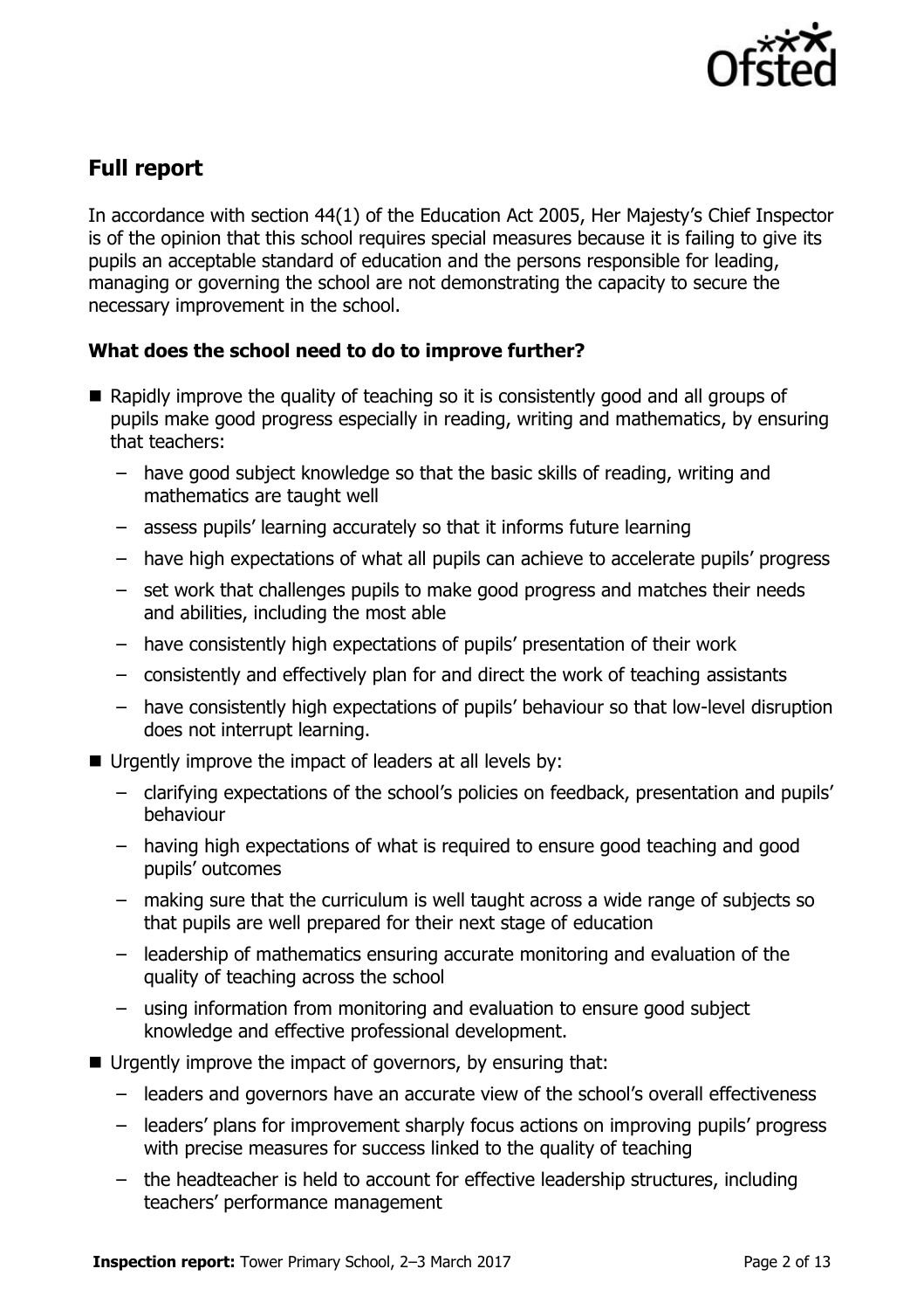## Full report

In accordance with section 44(1) of the Education Act 2005, Her Majesty's Chief Inspector is of the opinion that this school requires special measures because it is failing to give its pupils an acceptable standard of education and the persons responsible for leading, managing or governing the school are not demonstrating the capacity to secure the necessary improvement in the school.

### What does the school need to do to improve further?

- Rapidly improve the quality of teaching so it is consistently good and all groups of pupils make good progress especially in reading, writing and mathematics, by ensuring that teachers:
  - have good subject knowledge so that the basic skills of reading, writing and mathematics are taught well
  - assess pupils' learning accurately so that it informs future learning
  - have high expectations of what all pupils can achieve to accelerate pupils' progress
  - set work that challenges pupils to make good progress and matches their needs and abilities, including the most able
  - have consistently high expectations of pupils' presentation of their work
  - consistently and effectively plan for and direct the work of teaching assistants
  - have consistently high expectations of pupils' behaviour so that low-level disruption does not interrupt learning.
- Urgently improve the impact of leaders at all levels by:
  - clarifying expectations of the school's policies on feedback, presentation and pupils' behaviour
  - having high expectations of what is required to ensure good teaching and good pupils' outcomes
  - making sure that the curriculum is well taught across a wide range of subjects so that pupils are well prepared for their next stage of education
  - leadership of mathematics ensuring accurate monitoring and evaluation of the quality of teaching across the school
  - using information from monitoring and evaluation to ensure good subject knowledge and effective professional development.
- Urgently improve the impact of governors, by ensuring that:
  - leaders and governors have an accurate view of the school's overall effectiveness
  - leaders' plans for improvement sharply focus actions on improving pupils' progress with precise measures for success linked to the quality of teaching
  - the headteacher is held to account for effective leadership structures, including teachers' performance management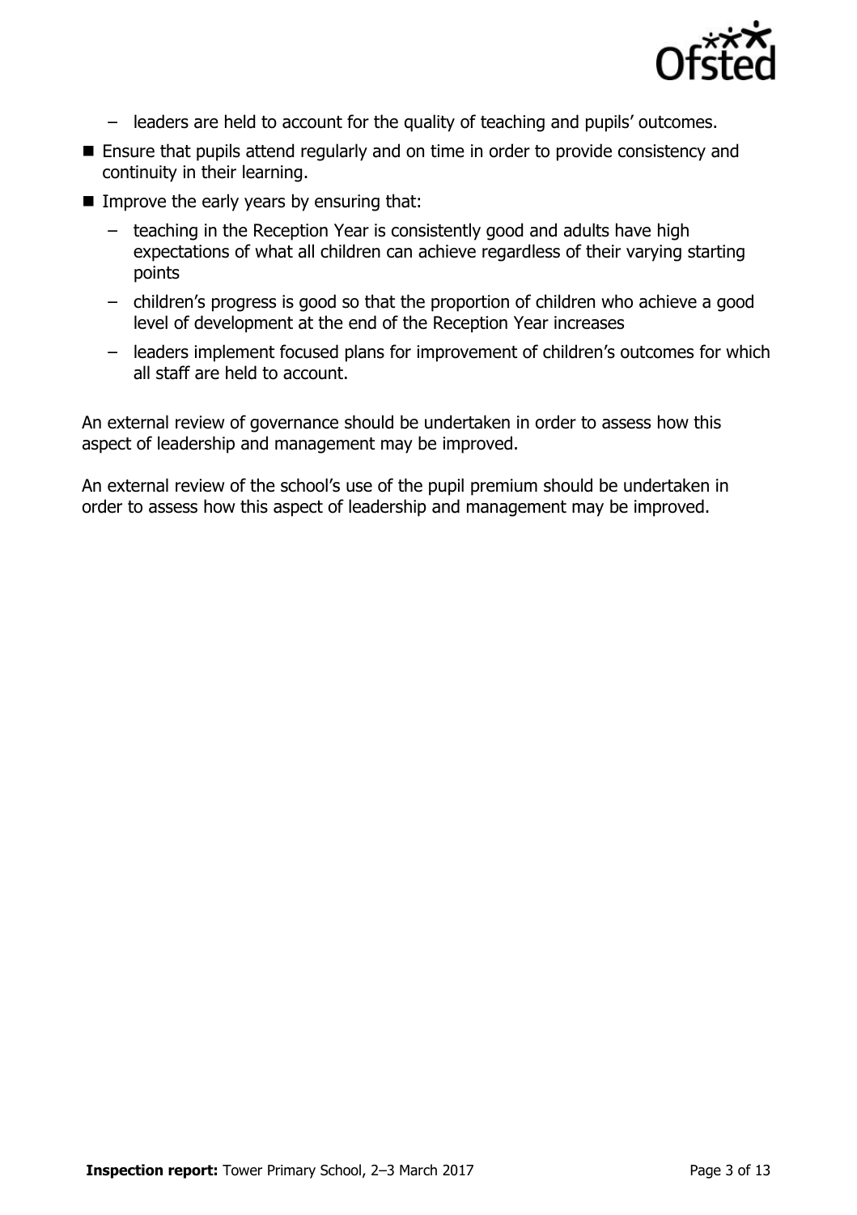- leaders are held to account for the quality of teaching and pupils' outcomes.
- Ensure that pupils attend regularly and on time in order to provide consistency and continuity in their learning.
- Improve the early years by ensuring that:
  - teaching in the Reception Year is consistently good and adults have high expectations of what all children can achieve regardless of their varying starting points
  - children's progress is good so that the proportion of children who achieve a good level of development at the end of the Reception Year increases
  - leaders implement focused plans for improvement of children's outcomes for which all staff are held to account.

An external review of governance should be undertaken in order to assess how this aspect of leadership and management may be improved.

An external review of the school's use of the pupil premium should be undertaken in order to assess how this aspect of leadership and management may be improved.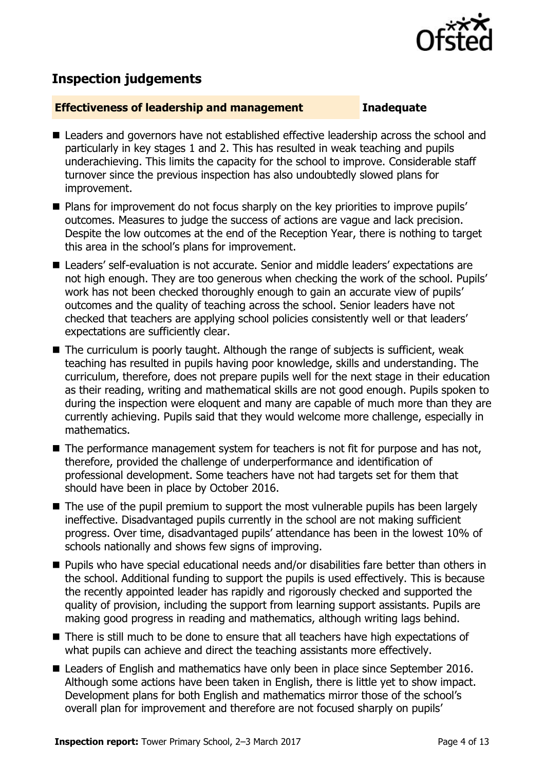## Inspection judgements

| Effectiveness of leadership and management | Inadequate |
| --- | --- |

- Leaders and governors have not established effective leadership across the school and particularly in key stages 1 and 2. This has resulted in weak teaching and pupils underachieving. This limits the capacity for the school to improve. Considerable staff turnover since the previous inspection has also undoubtedly slowed plans for improvement.
- Plans for improvement do not focus sharply on the key priorities to improve pupils' outcomes. Measures to judge the success of actions are vague and lack precision. Despite the low outcomes at the end of the Reception Year, there is nothing to target this area in the school's plans for improvement.
- Leaders' self-evaluation is not accurate. Senior and middle leaders' expectations are not high enough. They are too generous when checking the work of the school. Pupils' work has not been checked thoroughly enough to gain an accurate view of pupils' outcomes and the quality of teaching across the school. Senior leaders have not checked that teachers are applying school policies consistently well or that leaders' expectations are sufficiently clear.
- The curriculum is poorly taught. Although the range of subjects is sufficient, weak teaching has resulted in pupils having poor knowledge, skills and understanding. The curriculum, therefore, does not prepare pupils well for the next stage in their education as their reading, writing and mathematical skills are not good enough. Pupils spoken to during the inspection were eloquent and many are capable of much more than they are currently achieving. Pupils said that they would welcome more challenge, especially in mathematics.
- The performance management system for teachers is not fit for purpose and has not, therefore, provided the challenge of underperformance and identification of professional development. Some teachers have not had targets set for them that should have been in place by October 2016.
- The use of the pupil premium to support the most vulnerable pupils has been largely ineffective. Disadvantaged pupils currently in the school are not making sufficient progress. Over time, disadvantaged pupils' attendance has been in the lowest 10% of schools nationally and shows few signs of improving.
- Pupils who have special educational needs and/or disabilities fare better than others in the school. Additional funding to support the pupils is used effectively. This is because the recently appointed leader has rapidly and rigorously checked and supported the quality of provision, including the support from learning support assistants. Pupils are making good progress in reading and mathematics, although writing lags behind.
- There is still much to be done to ensure that all teachers have high expectations of what pupils can achieve and direct the teaching assistants more effectively.
- Leaders of English and mathematics have only been in place since September 2016. Although some actions have been taken in English, there is little yet to show impact. Development plans for both English and mathematics mirror those of the school's overall plan for improvement and therefore are not focused sharply on pupils'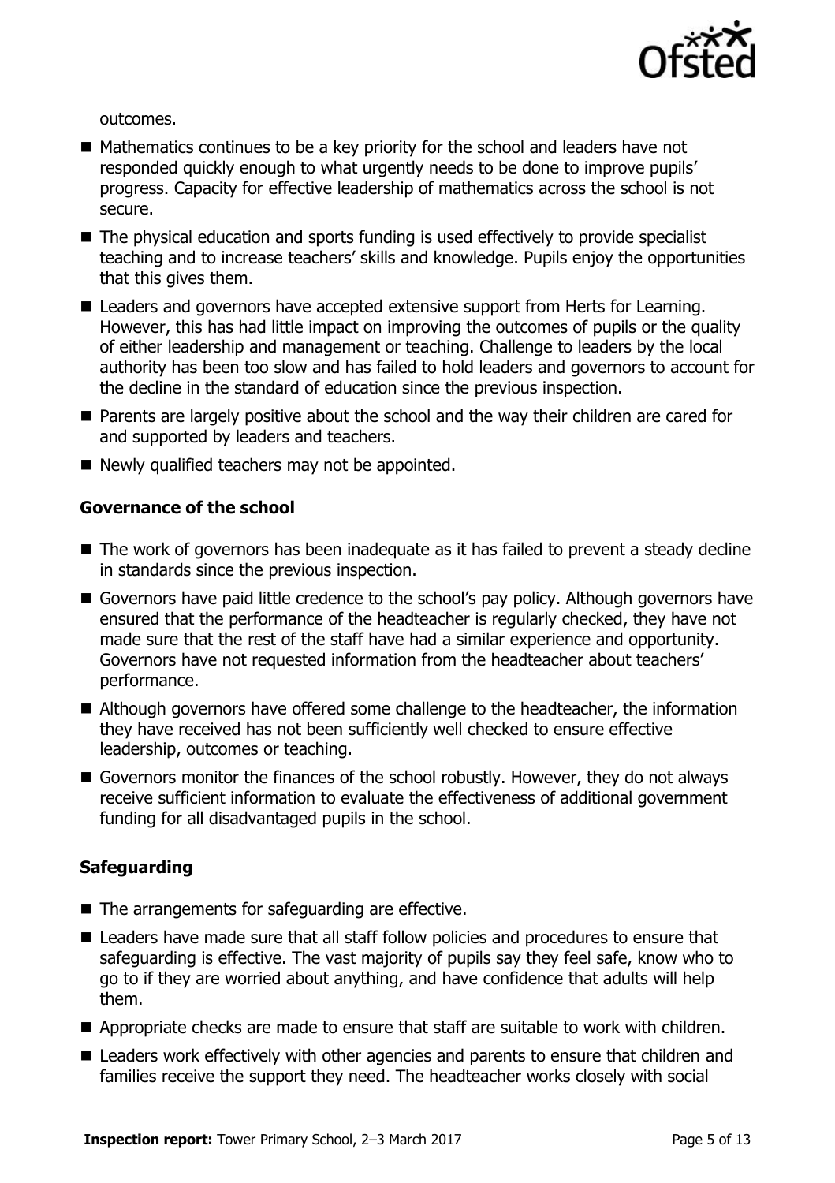outcomes.

- Mathematics continues to be a key priority for the school and leaders have not responded quickly enough to what urgently needs to be done to improve pupils' progress. Capacity for effective leadership of mathematics across the school is not secure.
- The physical education and sports funding is used effectively to provide specialist teaching and to increase teachers' skills and knowledge. Pupils enjoy the opportunities that this gives them.
- Leaders and governors have accepted extensive support from Herts for Learning. However, this has had little impact on improving the outcomes of pupils or the quality of either leadership and management or teaching. Challenge to leaders by the local authority has been too slow and has failed to hold leaders and governors to account for the decline in the standard of education since the previous inspection.
- Parents are largely positive about the school and the way their children are cared for and supported by leaders and teachers.
- Newly qualified teachers may not be appointed.

### Governance of the school

- The work of governors has been inadequate as it has failed to prevent a steady decline in standards since the previous inspection.
- Governors have paid little credence to the school's pay policy. Although governors have ensured that the performance of the headteacher is regularly checked, they have not made sure that the rest of the staff have had a similar experience and opportunity. Governors have not requested information from the headteacher about teachers' performance.
- Although governors have offered some challenge to the headteacher, the information they have received has not been sufficiently well checked to ensure effective leadership, outcomes or teaching.
- Governors monitor the finances of the school robustly. However, they do not always receive sufficient information to evaluate the effectiveness of additional government funding for all disadvantaged pupils in the school.

### Safeguarding

- The arrangements for safeguarding are effective.
- Leaders have made sure that all staff follow policies and procedures to ensure that safeguarding is effective. The vast majority of pupils say they feel safe, know who to go to if they are worried about anything, and have confidence that adults will help them.
- Appropriate checks are made to ensure that staff are suitable to work with children.
- Leaders work effectively with other agencies and parents to ensure that children and families receive the support they need. The headteacher works closely with social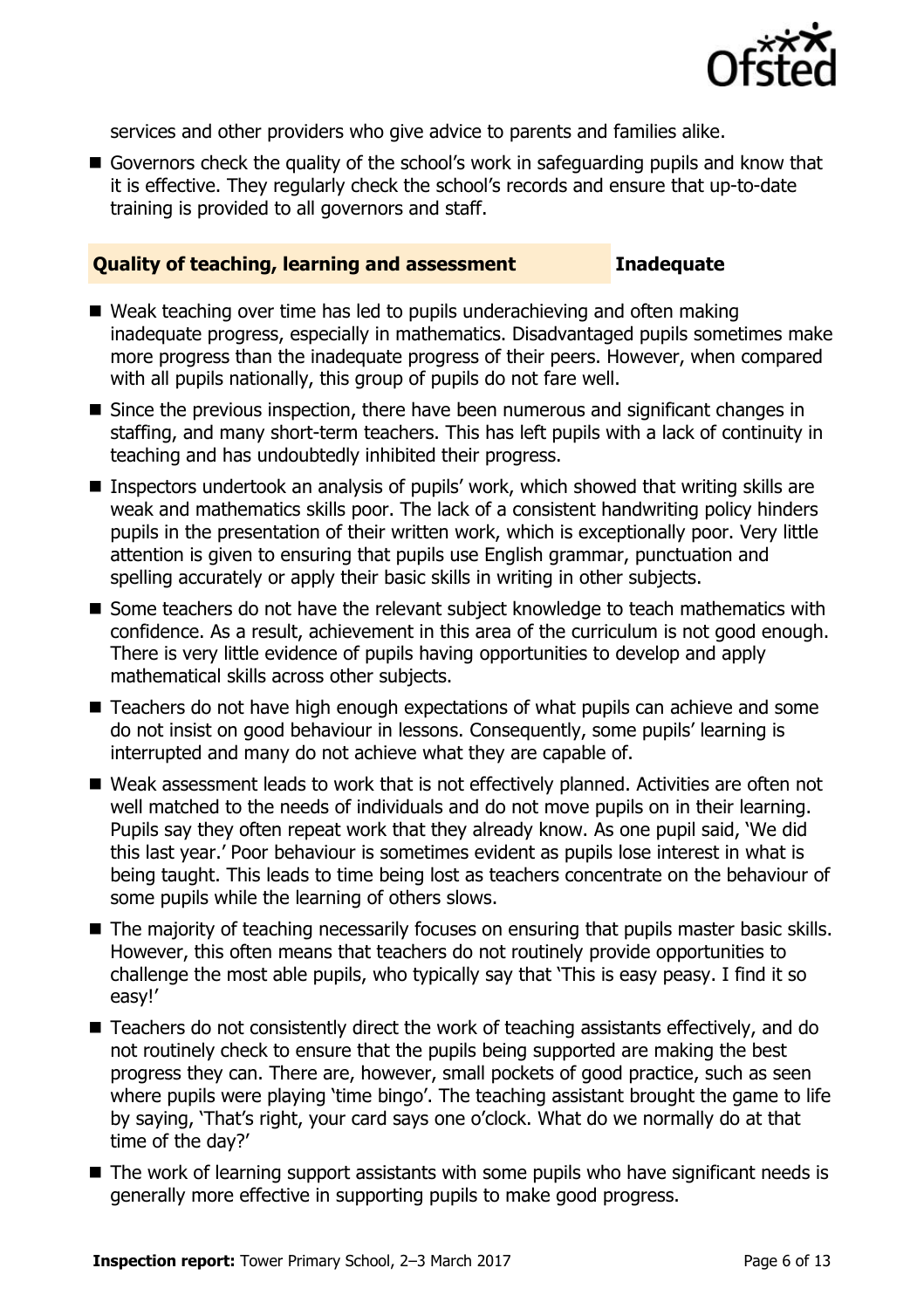services and other providers who give advice to parents and families alike.

- Governors check the quality of the school's work in safeguarding pupils and know that it is effective. They regularly check the school's records and ensure that up-to-date training is provided to all governors and staff.

## Quality of teaching, learning and assessment — Inadequate

- Weak teaching over time has led to pupils underachieving and often making inadequate progress, especially in mathematics. Disadvantaged pupils sometimes make more progress than the inadequate progress of their peers. However, when compared with all pupils nationally, this group of pupils do not fare well.
- Since the previous inspection, there have been numerous and significant changes in staffing, and many short-term teachers. This has left pupils with a lack of continuity in teaching and has undoubtedly inhibited their progress.
- Inspectors undertook an analysis of pupils' work, which showed that writing skills are weak and mathematics skills poor. The lack of a consistent handwriting policy hinders pupils in the presentation of their written work, which is exceptionally poor. Very little attention is given to ensuring that pupils use English grammar, punctuation and spelling accurately or apply their basic skills in writing in other subjects.
- Some teachers do not have the relevant subject knowledge to teach mathematics with confidence. As a result, achievement in this area of the curriculum is not good enough. There is very little evidence of pupils having opportunities to develop and apply mathematical skills across other subjects.
- Teachers do not have high enough expectations of what pupils can achieve and some do not insist on good behaviour in lessons. Consequently, some pupils' learning is interrupted and many do not achieve what they are capable of.
- Weak assessment leads to work that is not effectively planned. Activities are often not well matched to the needs of individuals and do not move pupils on in their learning. Pupils say they often repeat work that they already know. As one pupil said, 'We did this last year.' Poor behaviour is sometimes evident as pupils lose interest in what is being taught. This leads to time being lost as teachers concentrate on the behaviour of some pupils while the learning of others slows.
- The majority of teaching necessarily focuses on ensuring that pupils master basic skills. However, this often means that teachers do not routinely provide opportunities to challenge the most able pupils, who typically say that 'This is easy peasy. I find it so easy!'
- Teachers do not consistently direct the work of teaching assistants effectively, and do not routinely check to ensure that the pupils being supported are making the best progress they can. There are, however, small pockets of good practice, such as seen where pupils were playing 'time bingo'. The teaching assistant brought the game to life by saying, 'That's right, your card says one o'clock. What do we normally do at that time of the day?'
- The work of learning support assistants with some pupils who have significant needs is generally more effective in supporting pupils to make good progress.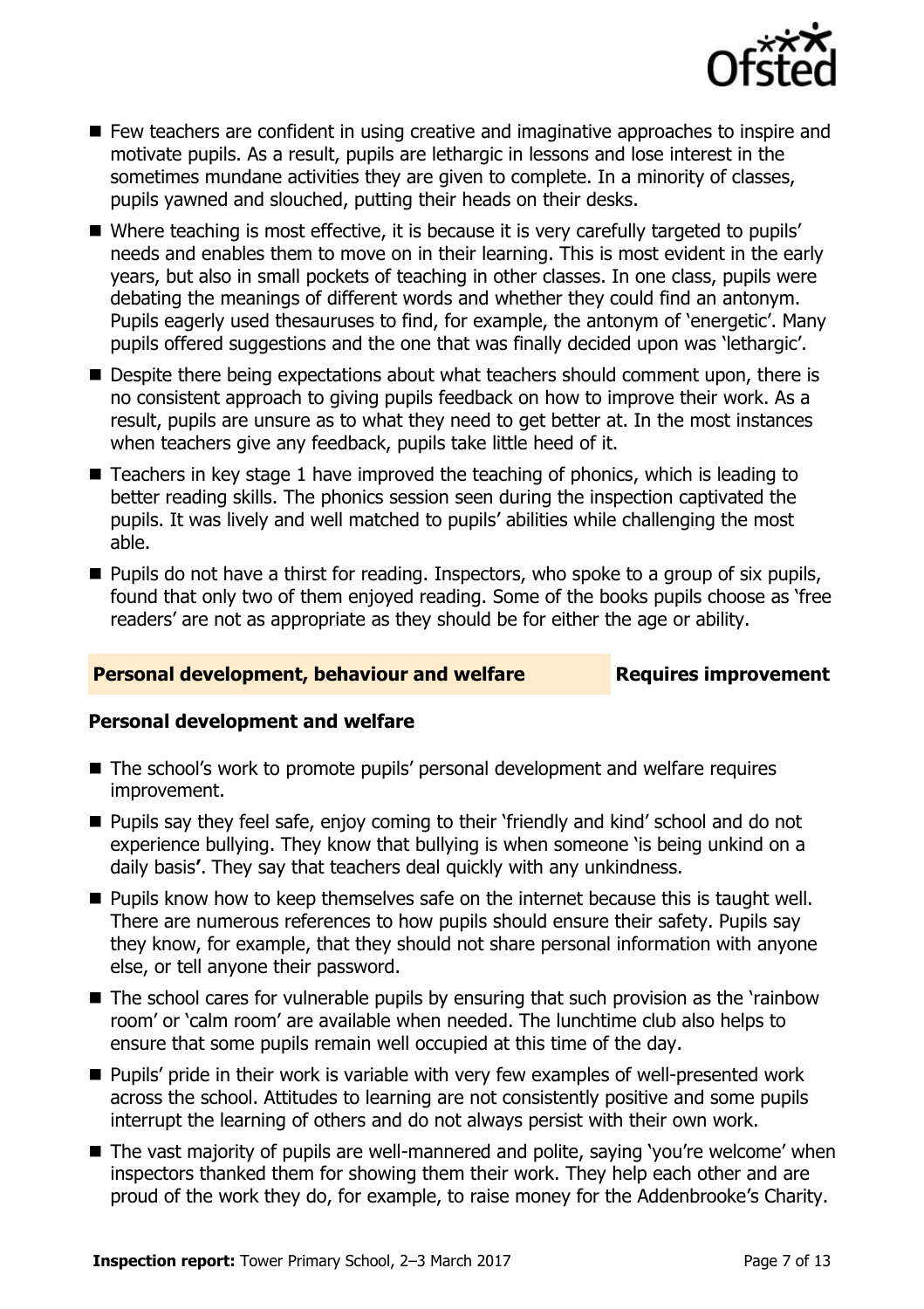- Few teachers are confident in using creative and imaginative approaches to inspire and motivate pupils. As a result, pupils are lethargic in lessons and lose interest in the sometimes mundane activities they are given to complete. In a minority of classes, pupils yawned and slouched, putting their heads on their desks.
- Where teaching is most effective, it is because it is very carefully targeted to pupils' needs and enables them to move on in their learning. This is most evident in the early years, but also in small pockets of teaching in other classes. In one class, pupils were debating the meanings of different words and whether they could find an antonym. Pupils eagerly used thesauruses to find, for example, the antonym of 'energetic'. Many pupils offered suggestions and the one that was finally decided upon was 'lethargic'.
- Despite there being expectations about what teachers should comment upon, there is no consistent approach to giving pupils feedback on how to improve their work. As a result, pupils are unsure as to what they need to get better at. In the most instances when teachers give any feedback, pupils take little heed of it.
- Teachers in key stage 1 have improved the teaching of phonics, which is leading to better reading skills. The phonics session seen during the inspection captivated the pupils. It was lively and well matched to pupils' abilities while challenging the most able.
- Pupils do not have a thirst for reading. Inspectors, who spoke to a group of six pupils, found that only two of them enjoyed reading. Some of the books pupils choose as 'free readers' are not as appropriate as they should be for either the age or ability.

## Personal development, behaviour and welfare — Requires improvement

### Personal development and welfare

- The school's work to promote pupils' personal development and welfare requires improvement.
- Pupils say they feel safe, enjoy coming to their 'friendly and kind' school and do not experience bullying. They know that bullying is when someone 'is being unkind on a daily basis'. They say that teachers deal quickly with any unkindness.
- Pupils know how to keep themselves safe on the internet because this is taught well. There are numerous references to how pupils should ensure their safety. Pupils say they know, for example, that they should not share personal information with anyone else, or tell anyone their password.
- The school cares for vulnerable pupils by ensuring that such provision as the 'rainbow room' or 'calm room' are available when needed. The lunchtime club also helps to ensure that some pupils remain well occupied at this time of the day.
- Pupils' pride in their work is variable with very few examples of well-presented work across the school. Attitudes to learning are not consistently positive and some pupils interrupt the learning of others and do not always persist with their own work.
- The vast majority of pupils are well-mannered and polite, saying 'you're welcome' when inspectors thanked them for showing them their work. They help each other and are proud of the work they do, for example, to raise money for the Addenbrooke's Charity.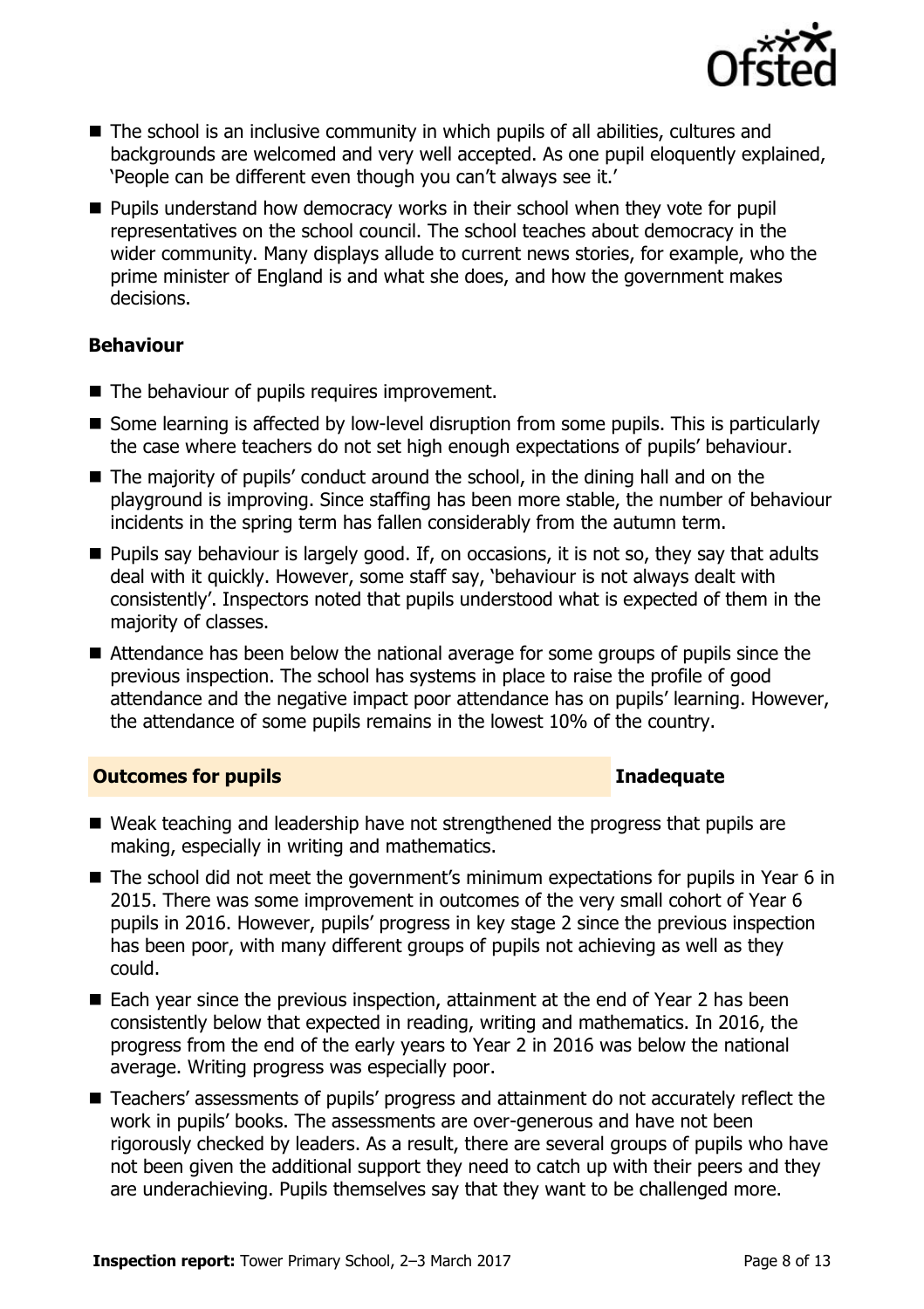- The school is an inclusive community in which pupils of all abilities, cultures and backgrounds are welcomed and very well accepted. As one pupil eloquently explained, 'People can be different even though you can't always see it.'
- Pupils understand how democracy works in their school when they vote for pupil representatives on the school council. The school teaches about democracy in the wider community. Many displays allude to current news stories, for example, who the prime minister of England is and what she does, and how the government makes decisions.

### Behaviour

- The behaviour of pupils requires improvement.
- Some learning is affected by low-level disruption from some pupils. This is particularly the case where teachers do not set high enough expectations of pupils' behaviour.
- The majority of pupils' conduct around the school, in the dining hall and on the playground is improving. Since staffing has been more stable, the number of behaviour incidents in the spring term has fallen considerably from the autumn term.
- Pupils say behaviour is largely good. If, on occasions, it is not so, they say that adults deal with it quickly. However, some staff say, 'behaviour is not always dealt with consistently'. Inspectors noted that pupils understood what is expected of them in the majority of classes.
- Attendance has been below the national average for some groups of pupils since the previous inspection. The school has systems in place to raise the profile of good attendance and the negative impact poor attendance has on pupils' learning. However, the attendance of some pupils remains in the lowest 10% of the country.

## Outcomes for pupils — Inadequate

- Weak teaching and leadership have not strengthened the progress that pupils are making, especially in writing and mathematics.
- The school did not meet the government's minimum expectations for pupils in Year 6 in 2015. There was some improvement in outcomes of the very small cohort of Year 6 pupils in 2016. However, pupils' progress in key stage 2 since the previous inspection has been poor, with many different groups of pupils not achieving as well as they could.
- Each year since the previous inspection, attainment at the end of Year 2 has been consistently below that expected in reading, writing and mathematics. In 2016, the progress from the end of the early years to Year 2 in 2016 was below the national average. Writing progress was especially poor.
- Teachers' assessments of pupils' progress and attainment do not accurately reflect the work in pupils' books. The assessments are over-generous and have not been rigorously checked by leaders. As a result, there are several groups of pupils who have not been given the additional support they need to catch up with their peers and they are underachieving. Pupils themselves say that they want to be challenged more.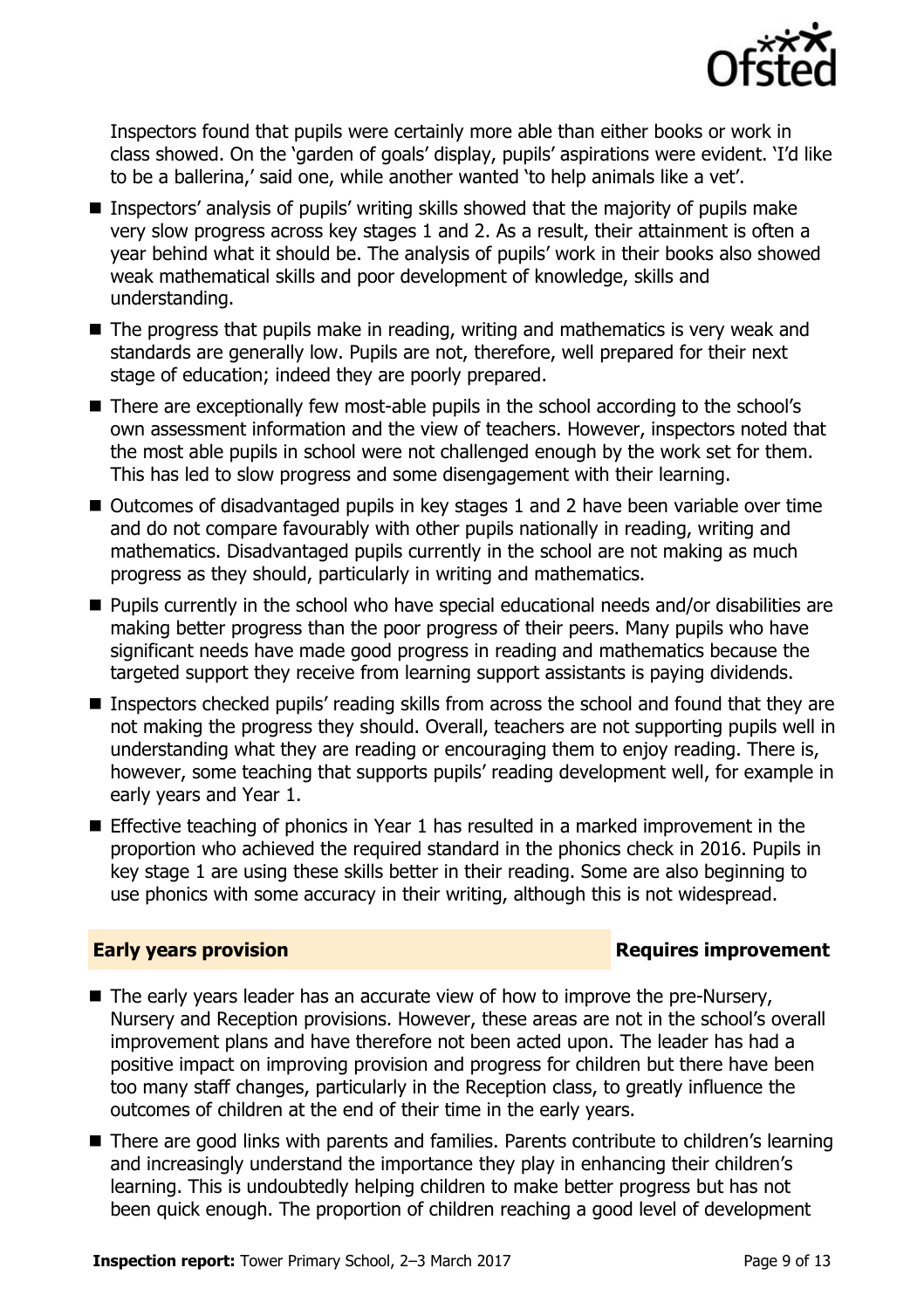Inspectors found that pupils were certainly more able than either books or work in class showed. On the 'garden of goals' display, pupils' aspirations were evident. 'I'd like to be a ballerina,' said one, while another wanted 'to help animals like a vet'.

- Inspectors' analysis of pupils' writing skills showed that the majority of pupils make very slow progress across key stages 1 and 2. As a result, their attainment is often a year behind what it should be. The analysis of pupils' work in their books also showed weak mathematical skills and poor development of knowledge, skills and understanding.
- The progress that pupils make in reading, writing and mathematics is very weak and standards are generally low. Pupils are not, therefore, well prepared for their next stage of education; indeed they are poorly prepared.
- There are exceptionally few most-able pupils in the school according to the school's own assessment information and the view of teachers. However, inspectors noted that the most able pupils in school were not challenged enough by the work set for them. This has led to slow progress and some disengagement with their learning.
- Outcomes of disadvantaged pupils in key stages 1 and 2 have been variable over time and do not compare favourably with other pupils nationally in reading, writing and mathematics. Disadvantaged pupils currently in the school are not making as much progress as they should, particularly in writing and mathematics.
- Pupils currently in the school who have special educational needs and/or disabilities are making better progress than the poor progress of their peers. Many pupils who have significant needs have made good progress in reading and mathematics because the targeted support they receive from learning support assistants is paying dividends.
- Inspectors checked pupils' reading skills from across the school and found that they are not making the progress they should. Overall, teachers are not supporting pupils well in understanding what they are reading or encouraging them to enjoy reading. There is, however, some teaching that supports pupils' reading development well, for example in early years and Year 1.
- Effective teaching of phonics in Year 1 has resulted in a marked improvement in the proportion who achieved the required standard in the phonics check in 2016. Pupils in key stage 1 are using these skills better in their reading. Some are also beginning to use phonics with some accuracy in their writing, although this is not widespread.

## Early years provision — Requires improvement

- The early years leader has an accurate view of how to improve the pre-Nursery, Nursery and Reception provisions. However, these areas are not in the school's overall improvement plans and have therefore not been acted upon. The leader has had a positive impact on improving provision and progress for children but there have been too many staff changes, particularly in the Reception class, to greatly influence the outcomes of children at the end of their time in the early years.
- There are good links with parents and families. Parents contribute to children's learning and increasingly understand the importance they play in enhancing their children's learning. This is undoubtedly helping children to make better progress but has not been quick enough. The proportion of children reaching a good level of development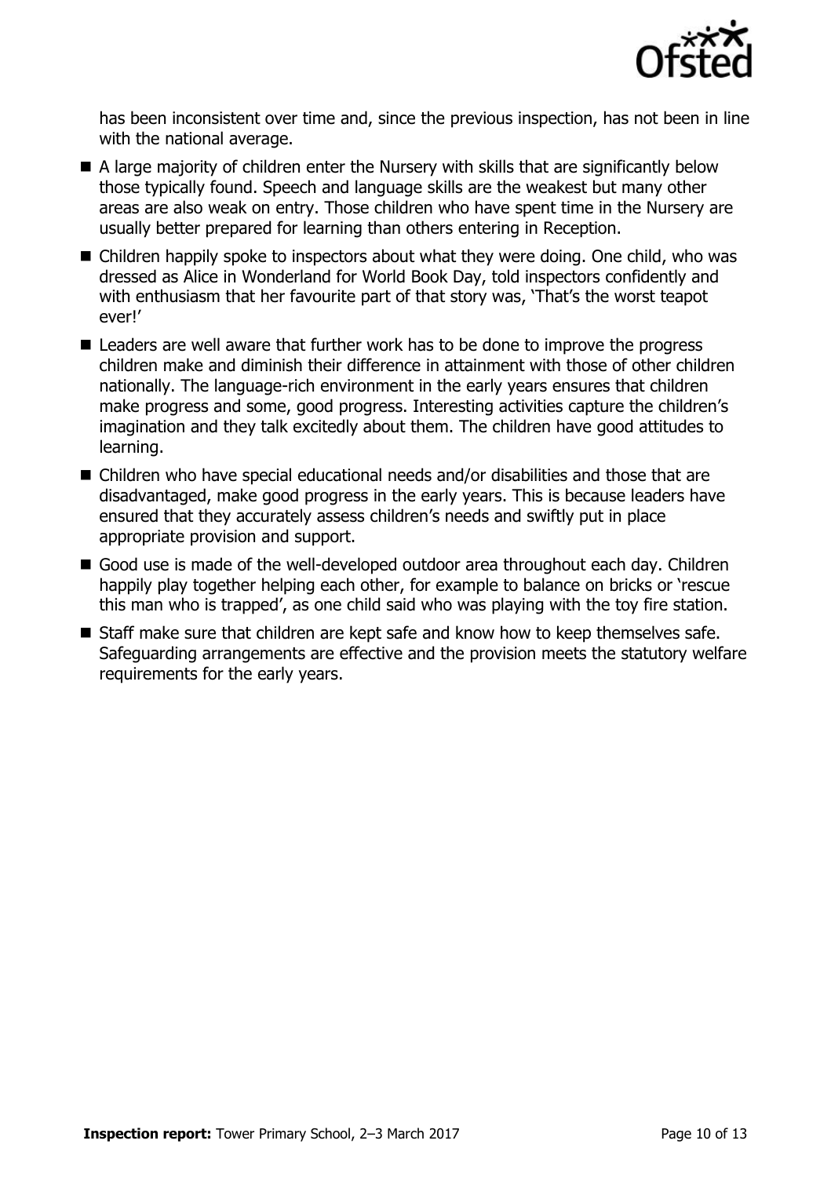has been inconsistent over time and, since the previous inspection, has not been in line with the national average.

- A large majority of children enter the Nursery with skills that are significantly below those typically found. Speech and language skills are the weakest but many other areas are also weak on entry. Those children who have spent time in the Nursery are usually better prepared for learning than others entering in Reception.
- Children happily spoke to inspectors about what they were doing. One child, who was dressed as Alice in Wonderland for World Book Day, told inspectors confidently and with enthusiasm that her favourite part of that story was, 'That's the worst teapot ever!'
- Leaders are well aware that further work has to be done to improve the progress children make and diminish their difference in attainment with those of other children nationally. The language-rich environment in the early years ensures that children make progress and some, good progress. Interesting activities capture the children's imagination and they talk excitedly about them. The children have good attitudes to learning.
- Children who have special educational needs and/or disabilities and those that are disadvantaged, make good progress in the early years. This is because leaders have ensured that they accurately assess children's needs and swiftly put in place appropriate provision and support.
- Good use is made of the well-developed outdoor area throughout each day. Children happily play together helping each other, for example to balance on bricks or 'rescue this man who is trapped', as one child said who was playing with the toy fire station.
- Staff make sure that children are kept safe and know how to keep themselves safe. Safeguarding arrangements are effective and the provision meets the statutory welfare requirements for the early years.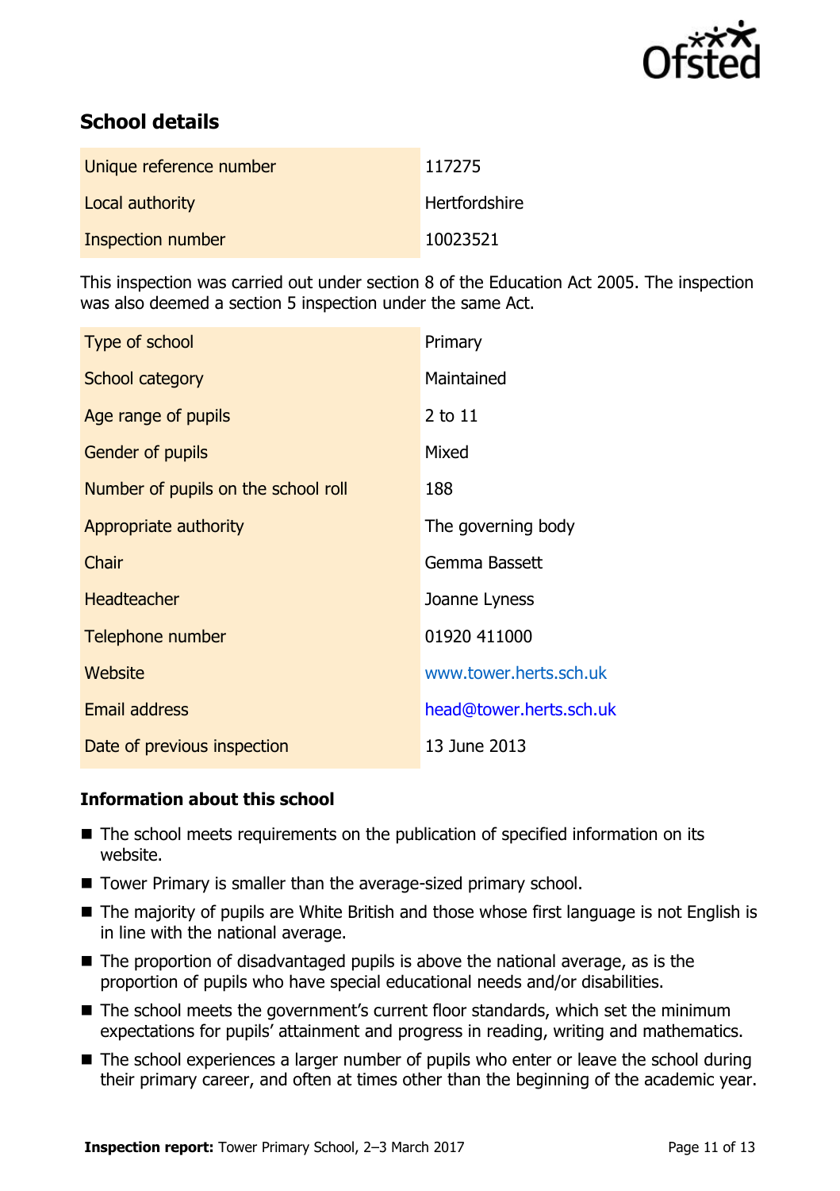## School details

| | |
|---|---|
| Unique reference number | 117275 |
| Local authority | Hertfordshire |
| Inspection number | 10023521 |

This inspection was carried out under section 8 of the Education Act 2005. The inspection was also deemed a section 5 inspection under the same Act.

| | |
|---|---|
| Type of school | Primary |
| School category | Maintained |
| Age range of pupils | 2 to 11 |
| Gender of pupils | Mixed |
| Number of pupils on the school roll | 188 |
| Appropriate authority | The governing body |
| Chair | Gemma Bassett |
| Headteacher | Joanne Lyness |
| Telephone number | 01920 411000 |
| Website | www.tower.herts.sch.uk |
| Email address | head@tower.herts.sch.uk |
| Date of previous inspection | 13 June 2013 |

### Information about this school

- The school meets requirements on the publication of specified information on its website.
- Tower Primary is smaller than the average-sized primary school.
- The majority of pupils are White British and those whose first language is not English is in line with the national average.
- The proportion of disadvantaged pupils is above the national average, as is the proportion of pupils who have special educational needs and/or disabilities.
- The school meets the government's current floor standards, which set the minimum expectations for pupils' attainment and progress in reading, writing and mathematics.
- The school experiences a larger number of pupils who enter or leave the school during their primary career, and often at times other than the beginning of the academic year.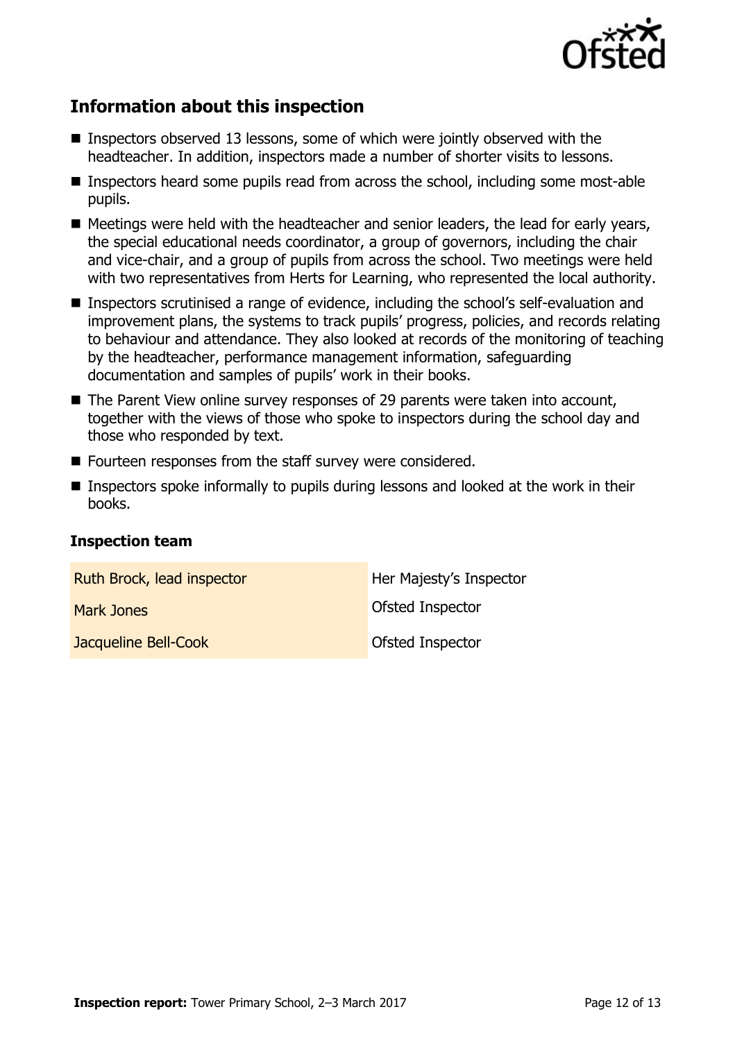## Information about this inspection

- Inspectors observed 13 lessons, some of which were jointly observed with the headteacher. In addition, inspectors made a number of shorter visits to lessons.
- Inspectors heard some pupils read from across the school, including some most-able pupils.
- Meetings were held with the headteacher and senior leaders, the lead for early years, the special educational needs coordinator, a group of governors, including the chair and vice-chair, and a group of pupils from across the school. Two meetings were held with two representatives from Herts for Learning, who represented the local authority.
- Inspectors scrutinised a range of evidence, including the school's self-evaluation and improvement plans, the systems to track pupils' progress, policies, and records relating to behaviour and attendance. They also looked at records of the monitoring of teaching by the headteacher, performance management information, safeguarding documentation and samples of pupils' work in their books.
- The Parent View online survey responses of 29 parents were taken into account, together with the views of those who spoke to inspectors during the school day and those who responded by text.
- Fourteen responses from the staff survey were considered.
- Inspectors spoke informally to pupils during lessons and looked at the work in their books.

### Inspection team

| | |
|---|---|
| Ruth Brock, lead inspector | Her Majesty's Inspector |
| Mark Jones | Ofsted Inspector |
| Jacqueline Bell-Cook | Ofsted Inspector |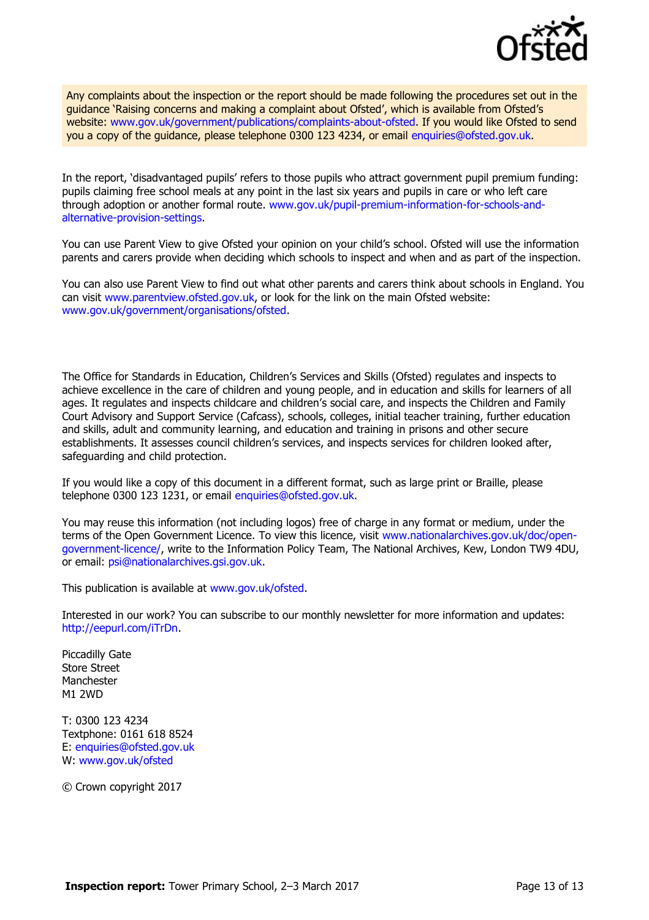Any complaints about the inspection or the report should be made following the procedures set out in the guidance 'Raising concerns and making a complaint about Ofsted', which is available from Ofsted's website: www.gov.uk/government/publications/complaints-about-ofsted. If you would like Ofsted to send you a copy of the guidance, please telephone 0300 123 4234, or email enquiries@ofsted.gov.uk.

In the report, 'disadvantaged pupils' refers to those pupils who attract government pupil premium funding: pupils claiming free school meals at any point in the last six years and pupils in care or who left care through adoption or another formal route. www.gov.uk/pupil-premium-information-for-schools-and-alternative-provision-settings.

You can use Parent View to give Ofsted your opinion on your child's school. Ofsted will use the information parents and carers provide when deciding which schools to inspect and when and as part of the inspection.

You can also use Parent View to find out what other parents and carers think about schools in England. You can visit www.parentview.ofsted.gov.uk, or look for the link on the main Ofsted website: www.gov.uk/government/organisations/ofsted.

The Office for Standards in Education, Children's Services and Skills (Ofsted) regulates and inspects to achieve excellence in the care of children and young people, and in education and skills for learners of all ages. It regulates and inspects childcare and children's social care, and inspects the Children and Family Court Advisory and Support Service (Cafcass), schools, colleges, initial teacher training, further education and skills, adult and community learning, and education and training in prisons and other secure establishments. It assesses council children's services, and inspects services for children looked after, safeguarding and child protection.

If you would like a copy of this document in a different format, such as large print or Braille, please telephone 0300 123 1231, or email enquiries@ofsted.gov.uk.

You may reuse this information (not including logos) free of charge in any format or medium, under the terms of the Open Government Licence. To view this licence, visit www.nationalarchives.gov.uk/doc/open-government-licence/, write to the Information Policy Team, The National Archives, Kew, London TW9 4DU, or email: psi@nationalarchives.gsi.gov.uk.

This publication is available at www.gov.uk/ofsted.

Interested in our work? You can subscribe to our monthly newsletter for more information and updates: http://eepurl.com/iTrDn.

Piccadilly Gate
Store Street
Manchester
M1 2WD

T: 0300 123 4234
Textphone: 0161 618 8524
E: enquiries@ofsted.gov.uk
W: www.gov.uk/ofsted

© Crown copyright 2017